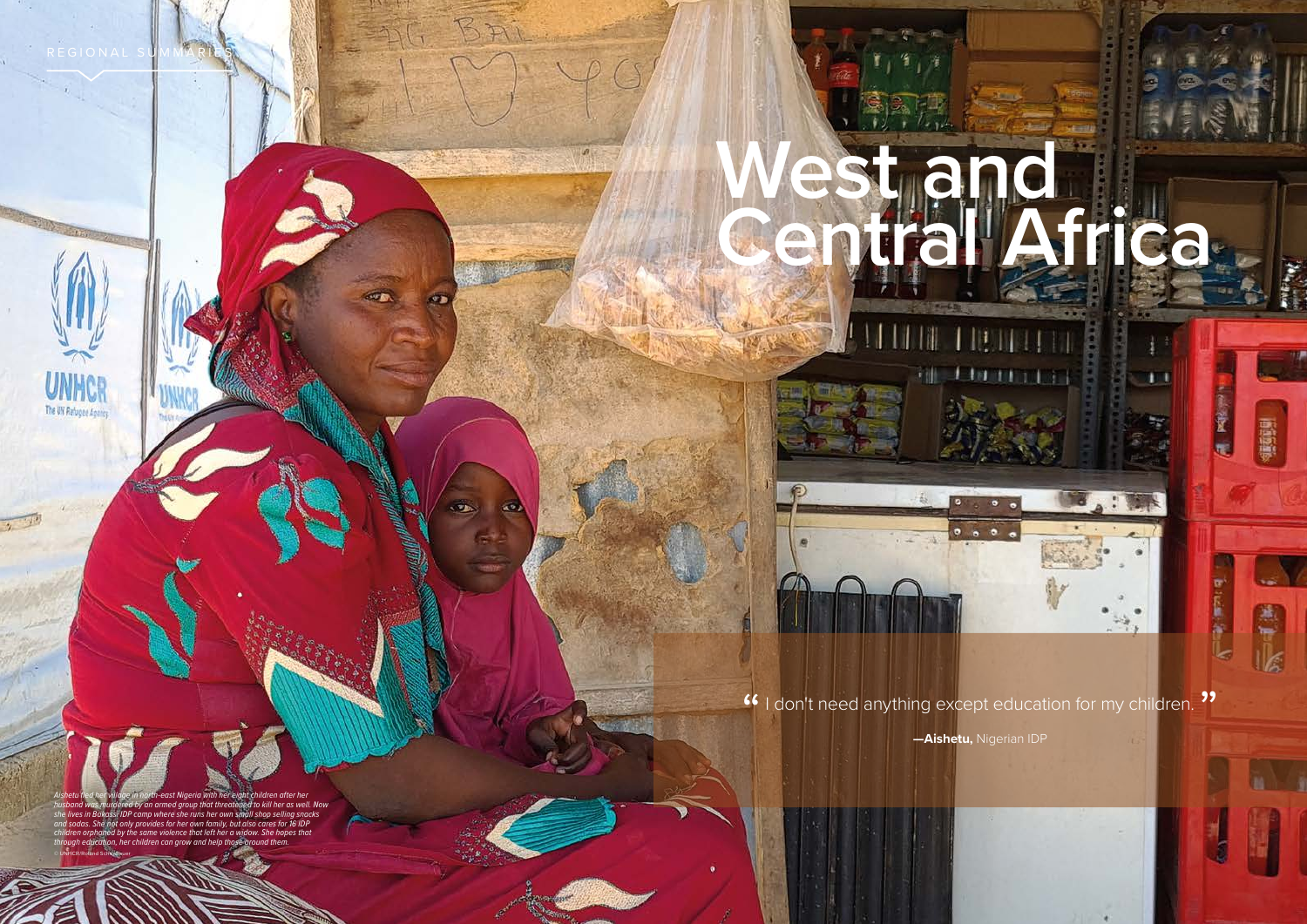REGIONAL SUMMARIES

# West and Central Africa

> "I don't need anything except education for my children."
>
> **—Aishetu,** Nigerian IDP

*Aishetu fled her village in north-east Nigeria with her eight children after her husband was murdered by an armed group that threatened to kill her as well. Now she lives in Bakassi IDP camp where she runs her own small shop selling snacks and sodas. She not only provides for her own family, but also cares for 16 IDP children orphaned by the same violence that left her a widow. She hopes that through education, her children can grow and help those around them.*

© UNHCR/Roland Schönbauer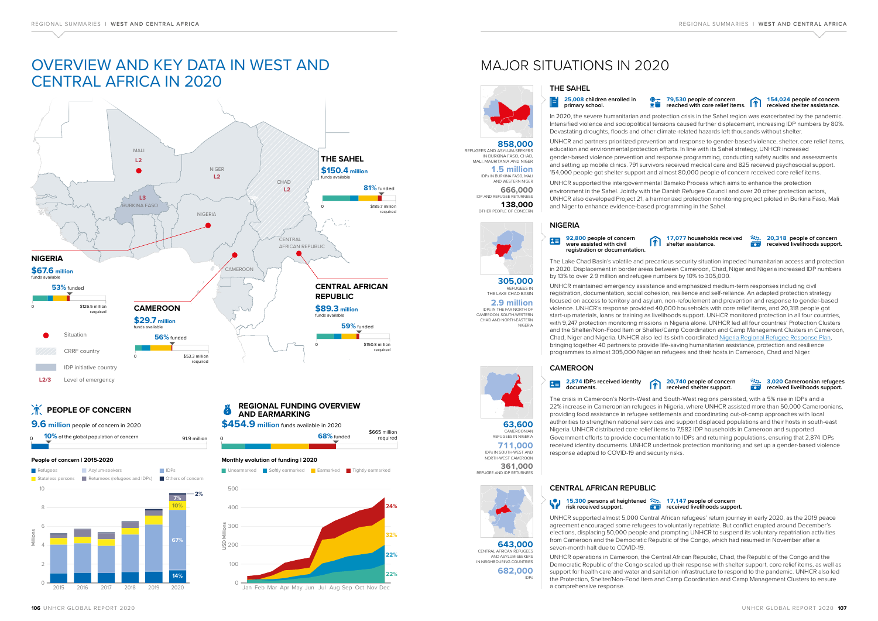# OVERVIEW AND KEY DATA IN WEST AND CENTRAL AFRICA IN 2020

**THE SAHEL**
**$150.4 million** funds available
**81%** funded
0 — $185.7 million required

**NIGERIA**
**$67.6 million** funds available
**53%** funded
0 — $126.5 million required

**CAMEROON**
**$29.7 million** funds available
**56%** funded
0 — $53.3 million required

**CENTRAL AFRICAN REPUBLIC**
**$89.3 million** funds available
**59%** funded
0 — $150.8 million required

MALI L2 · NIGER L2 · CHAD L2 · BURKINA FASO L3 · NIGERIA · CAMEROON · CENTRAL AFRICAN REPUBLIC

- Situation
- CRRF country
- IDP initiative country
- L2/3 Level of emergency

## PEOPLE OF CONCERN

**9.6 million** people of concern in 2020

0 — **10%** of the global population of concern — 91.9 million

### People of concern | 2015-2020

Refugees · Asylum-seekers · IDPs · Stateless persons · Returnees (refugees and IDPs) · Others of concern

2020: 14% Refugees, 67% IDPs, 10% Stateless persons, 7% Returnees, 2% Others of concern

## REGIONAL FUNDING OVERVIEW AND EARMARKING

**$454.9 million** funds available in 2020

0 — **68%** funded — $665 million required

### Monthly evolution of funding | 2020

Unearmarked · Softly earmarked · Earmarked · Tightly earmarked

December: 24% Tightly earmarked, 32% Earmarked, 22% Softly earmarked, 22% Unearmarked

# MAJOR SITUATIONS IN 2020

## THE SAHEL

**858,000** REFUGEES AND ASYLUM-SEEKERS IN BURKINA FASO, CHAD, MALI, MAURITANIA AND NIGER
**1.5 million** IDPs IN BURKINA FASO, MALI AND WESTERN NIGER
**666,000** IDP AND REFUGEE RETURNEES
**138,000** OTHER PEOPLE OF CONCERN

**25,008** children enrolled in primary school.
**79,530** people of concern reached with core relief items.
**154,024** people of concern received shelter assistance.

In 2020, the severe humanitarian and protection crisis in the Sahel region was exacerbated by the pandemic. Intensified violence and sociopolitical tensions caused further displacement, increasing IDP numbers by 80%. Devastating droughts, floods and other climate-related hazards left thousands without shelter.

UNHCR and partners prioritized prevention and response to gender-based violence, shelter, core relief items, education and environmental protection efforts. In line with its Sahel strategy, UNHCR increased gender-based violence prevention and response programming, conducting safety audits and assessments and setting up mobile clinics. 791 survivors received medical care and 825 received psychosocial support. 154,000 people got shelter support and almost 80,000 people of concern received core relief items.

UNHCR supported the intergovernmental Bamako Process which aims to enhance the protection environment in the Sahel. Jointly with the Danish Refugee Council and over 20 other protection actors, UNHCR also developed Project 21, a harmonized protection monitoring project piloted in Burkina Faso, Mali and Niger to enhance evidence-based programming in the Sahel.

## NIGERIA

**305,000** REFUGEES IN THE LAKE CHAD BASIN
**2.9 million** IDPs IN THE FAR NORTH OF CAMEROON, SOUTH-WESTERN CHAD AND NORTH-EASTERN NIGERIA

**92,800** people of concern were assisted with civil registration or documentation.
**17,077** households received shelter assistance.
**20,318** people of concern received livelihoods support.

The Lake Chad Basin's volatile and precarious security situation impeded humanitarian access and protection in 2020. Displacement in border areas between Cameroon, Chad, Niger and Nigeria increased IDP numbers by 13% to over 2.9 million and refugee numbers by 10% to 305,000.

UNHCR maintained emergency assistance and emphasized medium-term responses including civil registration, documentation, social cohesion, resilience and self-reliance. An adapted protection strategy focused on access to territory and asylum, non-refoulement and prevention and response to gender-based violence. UNHCR's response provided 40,000 households with core relief items, and 20,318 people got start-up materials, loans or training as livelihoods support. UNHCR monitored protection in all four countries, with 9,247 protection monitoring missions in Nigeria alone. UNHCR led all four countries' Protection Clusters and the Shelter/Non-Food Item or Shelter/Camp Coordination and Camp Management Clusters in Cameroon, Chad, Niger and Nigeria. UNHCR also led its sixth coordinated Nigeria Regional Refugee Response Plan, bringing together 40 partners to provide life-saving humanitarian assistance, protection and resilience programmes to almost 305,000 Nigerian refugees and their hosts in Cameroon, Chad and Niger.

## CAMEROON

**63,600** CAMEROONIAN REFUGEES IN NIGERIA
**711,000** IDPs IN SOUTH-WEST AND NORTH-WEST CAMEROON
**361,000** REFUGEE AND IDP RETURNEES

**2,874** IDPs received identity documents.
**20,740** people of concern received shelter support.
**3,020** Cameroonian refugees received livelihoods support.

The crisis in Cameroon's North-West and South-West regions persisted, with a 5% rise in IDPs and a 22% increase in Cameroonian refugees in Nigeria, where UNHCR assisted more than 50,000 Cameroonians, providing food assistance in refugee settlements and coordinating out-of-camp approaches with local authorities to strengthen national services and support displaced populations and their hosts in south-east Nigeria. UNHCR distributed core relief items to 7,582 IDP households in Cameroon and supported Government efforts to provide documentation to IDPs and returning populations, ensuring that 2,874 IDPs received identity documents. UNHCR undertook protection monitoring and set up a gender-based violence response adapted to COVID-19 and security risks.

## CENTRAL AFRICAN REPUBLIC

**643,000** CENTRAL AFRICAN REFUGEES AND ASYLUM-SEEKERS IN NEIGHBOURING COUNTRIES
**682,000** IDPs

**15,300** persons at heightened risk received support.
**17,147** people of concern received livelihoods support.

UNHCR supported almost 5,000 Central African refugees' return journey in early 2020, as the 2019 peace agreement encouraged some refugees to voluntarily repatriate. But conflict erupted around December's elections, displacing 50,000 people and prompting UNHCR to suspend its voluntary repatriation activities from Cameroon and the Democratic Republic of the Congo, which had resumed in November after a seven-month halt due to COVID-19.

UNHCR operations in Cameroon, the Central African Republic, Chad, the Republic of the Congo and the Democratic Republic of the Congo scaled up their response with shelter support, core relief items, as well as support for health care and water and sanitation infrastructure to respond to the pandemic. UNHCR also led the Protection, Shelter/Non-Food Item and Camp Coordination and Camp Management Clusters to ensure a comprehensive response.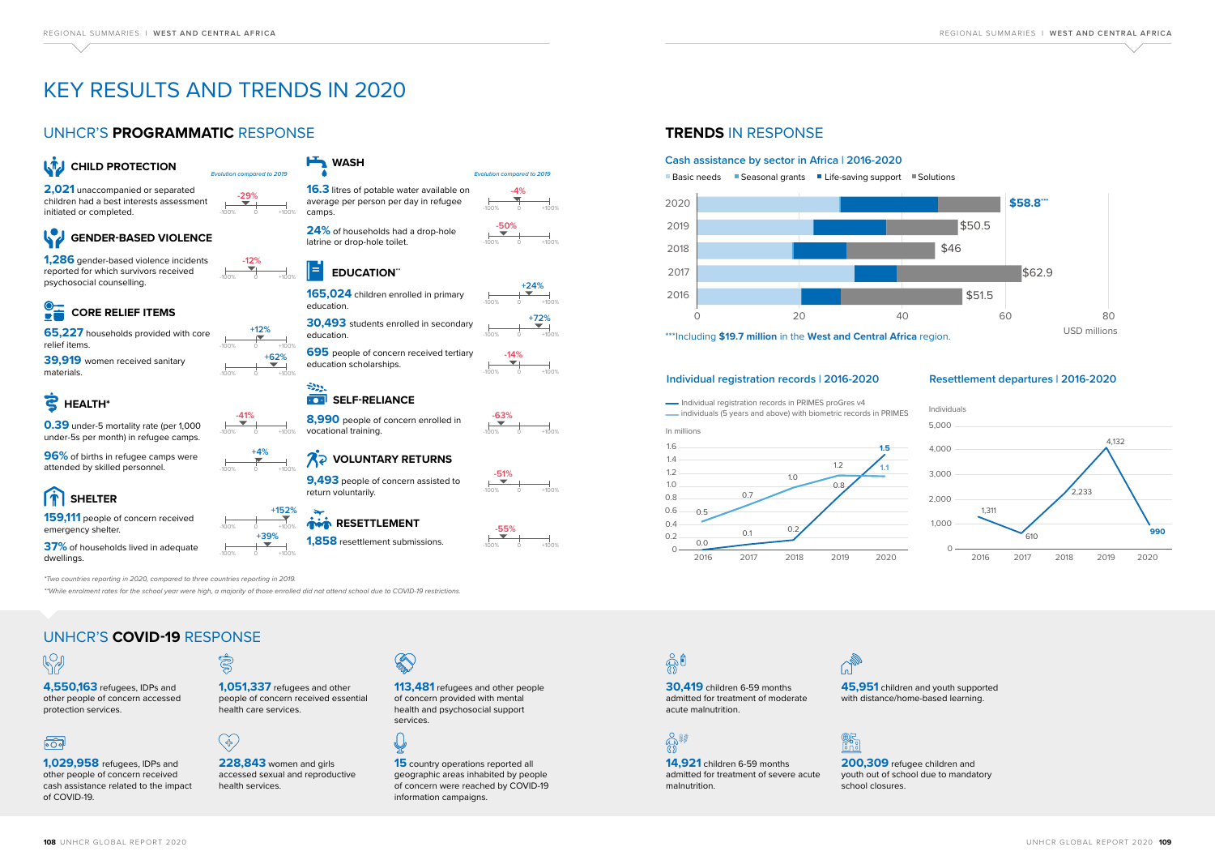# KEY RESULTS AND TRENDS IN 2020

## UNHCR'S **PROGRAMMATIC** RESPONSE

*Evolution compared to 2019*

### CHILD PROTECTION

**2,021** unaccompanied or separated children had a best interests assessment initiated or completed. **-29%**

### GENDER-BASED VIOLENCE

**1,286** gender-based violence incidents reported for which survivors received psychosocial counselling. **-12%**

### CORE RELIEF ITEMS

**65,227** households provided with core relief items. **+12%**

**39,919** women received sanitary materials. **+62%**

### HEALTH*

**0.39** under-5 mortality rate (per 1,000 under-5s per month) in refugee camps. **-41%**

**96%** of births in refugee camps were attended by skilled personnel. **+4%**

### SHELTER

**159,111** people of concern received emergency shelter. **+152%**

**37%** of households lived in adequate dwellings. **+39%**

### WASH

**16.3** litres of potable water available on average per person per day in refugee camps. **-4%**

**24%** of households had a drop-hole latrine or drop-hole toilet. **-50%**

### EDUCATION**

**165,024** children enrolled in primary education. **+24%**

**30,493** students enrolled in secondary education. **+72%**

**695** people of concern received tertiary education scholarships. **-14%**

### SELF-RELIANCE

**8,990** people of concern enrolled in vocational training. **-63%**

### VOLUNTARY RETURNS

**9,493** people of concern assisted to return voluntarily. **-51%**

### RESETTLEMENT

**1,858** resettlement submissions. **-55%**

*\*Two countries reporting in 2020, compared to three countries reporting in 2019.*

*\*\*While enrolment rates for the school year were high, a majority of those enrolled did not attend school due to COVID-19 restrictions.*

## **TRENDS** IN RESPONSE

### Cash assistance by sector in Africa | 2016-2020

Legend: Basic needs, Seasonal grants, Life-saving support, Solutions (USD millions)

| Year | Total |
|---|---|
| 2020 | $58.8*** |
| 2019 | $50.5 |
| 2018 | $46 |
| 2017 | $62.9 |
| 2016 | $51.5 |

***Including **$19.7 million** in the **West and Central Africa** region.

### Individual registration records | 2016-2020

In millions

| Year | Individual registration records in PRIMES proGres v4 | Individuals (5 years and above) with biometric records in PRIMES |
|---|---|---|
| 2016 | 0.0 | 0.5 |
| 2017 | 0.1 | 0.7 |
| 2018 | 0.2 | 1.0 |
| 2019 | 0.8 | 1.2 |
| 2020 | 1.5 | 1.1 |

### Resettlement departures | 2016-2020

| Year | Individuals |
|---|---|
| 2016 | 1,311 |
| 2017 | 610 |
| 2018 | 2,233 |
| 2019 | 4,132 |
| 2020 | 990 |

## UNHCR'S **COVID-19** RESPONSE

**4,550,163** refugees, IDPs and other people of concern accessed protection services.

**1,029,958** refugees, IDPs and other people of concern received cash assistance related to the impact of COVID-19.

**1,051,337** refugees and other people of concern received essential health care services.

**228,843** women and girls accessed sexual and reproductive health services.

**113,481** refugees and other people of concern provided with mental health and psychosocial support services.

**15** country operations reported all geographic areas inhabited by people of concern were reached by COVID-19 information campaigns.

**30,419** children 6-59 months admitted for treatment of moderate acute malnutrition.

**14,921** children 6-59 months admitted for treatment of severe acute malnutrition.

**45,951** children and youth supported with distance/home-based learning.

**200,309** refugee children and youth out of school due to mandatory school closures.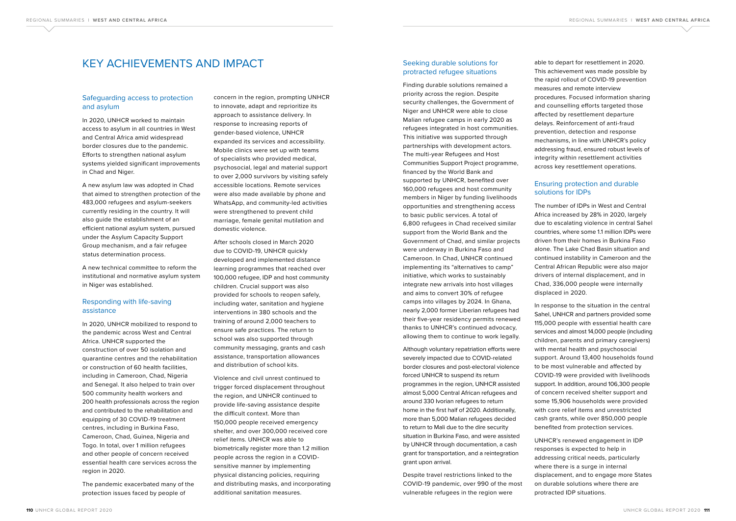# KEY ACHIEVEMENTS AND IMPACT

## Safeguarding access to protection and asylum

In 2020, UNHCR worked to maintain access to asylum in all countries in West and Central Africa amid widespread border closures due to the pandemic. Efforts to strengthen national asylum systems yielded significant improvements in Chad and Niger.

A new asylum law was adopted in Chad that aimed to strengthen protection of the 483,000 refugees and asylum-seekers currently residing in the country. It will also guide the establishment of an efficient national asylum system, pursued under the Asylum Capacity Support Group mechanism, and a fair refugee status determination process.

A new technical committee to reform the institutional and normative asylum system in Niger was established.

## Responding with life-saving assistance

In 2020, UNHCR mobilized to respond to the pandemic across West and Central Africa. UNHCR supported the construction of over 50 isolation and quarantine centres and the rehabilitation or construction of 60 health facilities, including in Cameroon, Chad, Nigeria and Senegal. It also helped to train over 500 community health workers and 200 health professionals across the region and contributed to the rehabilitation and equipping of 30 COVID-19 treatment centres, including in Burkina Faso, Cameroon, Chad, Guinea, Nigeria and Togo. In total, over 1 million refugees and other people of concern received essential health care services across the region in 2020.

The pandemic exacerbated many of the protection issues faced by people of concern in the region, prompting UNHCR to innovate, adapt and reprioritize its approach to assistance delivery. In response to increasing reports of gender-based violence, UNHCR expanded its services and accessibility. Mobile clinics were set up with teams of specialists who provided medical, psychosocial, legal and material support to over 2,000 survivors by visiting safely accessible locations. Remote services were also made available by phone and WhatsApp, and community-led activities were strengthened to prevent child marriage, female genital mutilation and domestic violence.

After schools closed in March 2020 due to COVID-19, UNHCR quickly developed and implemented distance learning programmes that reached over 100,000 refugee, IDP and host community children. Crucial support was also provided for schools to reopen safely, including water, sanitation and hygiene interventions in 380 schools and the training of around 2,000 teachers to ensure safe practices. The return to school was also supported through community messaging, grants and cash assistance, transportation allowances and distribution of school kits.

Violence and civil unrest continued to trigger forced displacement throughout the region, and UNHCR continued to provide life-saving assistance despite the difficult context. More than 150,000 people received emergency shelter, and over 300,000 received core relief items. UNHCR was able to biometrically register more than 1.2 million people across the region in a COVID-sensitive manner by implementing physical distancing policies, requiring and distributing masks, and incorporating additional sanitation measures.

## Seeking durable solutions for protracted refugee situations

Finding durable solutions remained a priority across the region. Despite security challenges, the Government of Niger and UNHCR were able to close Malian refugee camps in early 2020 as refugees integrated in host communities. This initiative was supported through partnerships with development actors. The multi-year Refugees and Host Communities Support Project programme, financed by the World Bank and supported by UNHCR, benefited over 160,000 refugees and host community members in Niger by funding livelihoods opportunities and strengthening access to basic public services. A total of 6,800 refugees in Chad received similar support from the World Bank and the Government of Chad, and similar projects were underway in Burkina Faso and Cameroon. In Chad, UNHCR continued implementing its “alternatives to camp” initiative, which works to sustainably integrate new arrivals into host villages and aims to convert 30% of refugee camps into villages by 2024. In Ghana, nearly 2,000 former Liberian refugees had their five-year residency permits renewed thanks to UNHCR’s continued advocacy, allowing them to continue to work legally.

Although voluntary repatriation efforts were severely impacted due to COVID-related border closures and post-electoral violence forced UNHCR to suspend its return programmes in the region, UNHCR assisted almost 5,000 Central African refugees and around 330 Ivorian refugees to return home in the first half of 2020. Additionally, more than 5,000 Malian refugees decided to return to Mali due to the dire security situation in Burkina Faso, and were assisted by UNHCR through documentation, a cash grant for transportation, and a reintegration grant upon arrival.

Despite travel restrictions linked to the COVID-19 pandemic, over 990 of the most vulnerable refugees in the region were able to depart for resettlement in 2020. This achievement was made possible by the rapid rollout of COVID-19 prevention measures and remote interview procedures. Focused information sharing and counselling efforts targeted those affected by resettlement departure delays. Reinforcement of anti-fraud prevention, detection and response mechanisms, in line with UNHCR’s policy addressing fraud, ensured robust levels of integrity within resettlement activities across key resettlement operations.

## Ensuring protection and durable solutions for IDPs

The number of IDPs in West and Central Africa increased by 28% in 2020, largely due to escalating violence in central Sahel countries, where some 1.1 million IDPs were driven from their homes in Burkina Faso alone. The Lake Chad Basin situation and continued instability in Cameroon and the Central African Republic were also major drivers of internal displacement, and in Chad, 336,000 people were internally displaced in 2020.

In response to the situation in the central Sahel, UNHCR and partners provided some 115,000 people with essential health care services and almost 14,000 people (including children, parents and primary caregivers) with mental health and psychosocial support. Around 13,400 households found to be most vulnerable and affected by COVID-19 were provided with livelihoods support. In addition, around 106,300 people of concern received shelter support and some 15,906 households were provided with core relief items and unrestricted cash grants, while over 850,000 people benefited from protection services.

UNHCR’s renewed engagement in IDP responses is expected to help in addressing critical needs, particularly where there is a surge in internal displacement, and to engage more States on durable solutions where there are protracted IDP situations.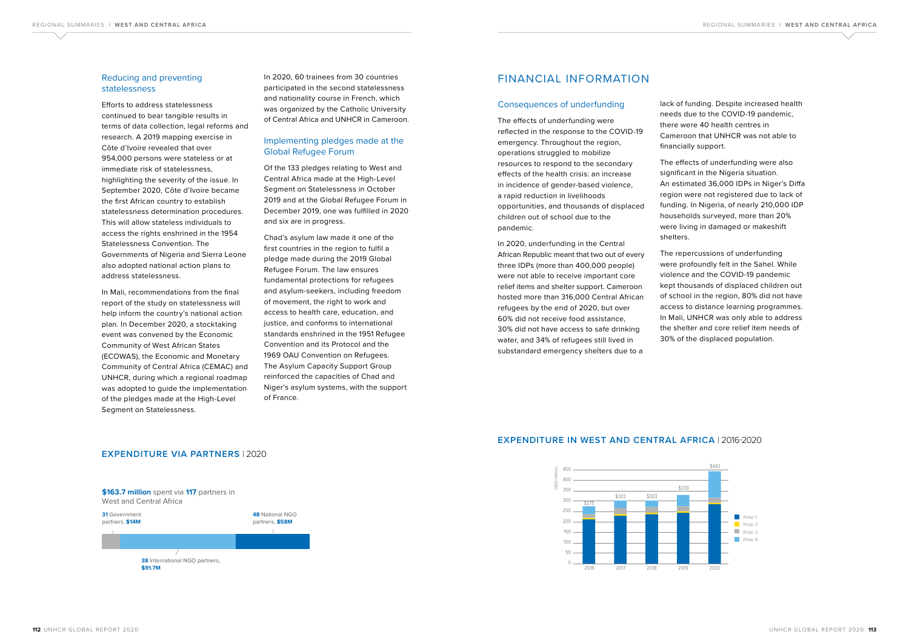### Reducing and preventing statelessness

Efforts to address statelessness continued to bear tangible results in terms of data collection, legal reforms and research. A 2019 mapping exercise in Côte d'Ivoire revealed that over 954,000 persons were stateless or at immediate risk of statelessness, highlighting the severity of the issue. In September 2020, Côte d'Ivoire became the first African country to establish statelessness determination procedures. This will allow stateless individuals to access the rights enshrined in the 1954 Statelessness Convention. The Governments of Nigeria and Sierra Leone also adopted national action plans to address statelessness.

In Mali, recommendations from the final report of the study on statelessness will help inform the country's national action plan. In December 2020, a stocktaking event was convened by the Economic Community of West African States (ECOWAS), the Economic and Monetary Community of Central Africa (CEMAC) and UNHCR, during which a regional roadmap was adopted to guide the implementation of the pledges made at the High-Level Segment on Statelessness.

In 2020, 60 trainees from 30 countries participated in the second statelessness and nationality course in French, which was organized by the Catholic University of Central Africa and UNHCR in Cameroon.

### Implementing pledges made at the Global Refugee Forum

Of the 133 pledges relating to West and Central Africa made at the High-Level Segment on Statelessness in October 2019 and at the Global Refugee Forum in December 2019, one was fulfilled in 2020 and six are in progress.

Chad's asylum law made it one of the first countries in the region to fulfil a pledge made during the 2019 Global Refugee Forum. The law ensures fundamental protections for refugees and asylum-seekers, including freedom of movement, the right to work and access to health care, education, and justice, and conforms to international standards enshrined in the 1951 Refugee Convention and its Protocol and the 1969 OAU Convention on Refugees. The Asylum Capacity Support Group reinforced the capacities of Chad and Niger's asylum systems, with the support of France.

## EXPENDITURE VIA PARTNERS | 2020

**$163.7 million** spent via **117** partners in West and Central Africa

- **31** Government partners, **$14M**
- **38** International NGO partners, **$91.7M**
- **48** National NGO partners, **$58M**

# FINANCIAL INFORMATION

### Consequences of underfunding

The effects of underfunding were reflected in the response to the COVID-19 emergency. Throughout the region, operations struggled to mobilize resources to respond to the secondary effects of the health crisis: an increase in incidence of gender-based violence, a rapid reduction in livelihoods opportunities, and thousands of displaced children out of school due to the pandemic.

In 2020, underfunding in the Central African Republic meant that two out of every three IDPs (more than 400,000 people) were not able to receive important core relief items and shelter support. Cameroon hosted more than 316,000 Central African refugees by the end of 2020, but over 60% did not receive food assistance, 30% did not have access to safe drinking water, and 34% of refugees still lived in substandard emergency shelters due to a lack of funding. Despite increased health needs due to the COVID-19 pandemic, there were 40 health centres in Cameroon that UNHCR was not able to financially support.

The effects of underfunding were also significant in the Nigeria situation. An estimated 36,000 IDPs in Niger's Diffa region were not registered due to lack of funding. In Nigeria, of nearly 210,000 IDP households surveyed, more than 20% were living in damaged or makeshift shelters.

The repercussions of underfunding were profoundly felt in the Sahel. While violence and the COVID-19 pandemic kept thousands of displaced children out of school in the region, 80% did not have access to distance learning programmes. In Mali, UNHCR was only able to address the shelter and core relief item needs of 30% of the displaced population.

## EXPENDITURE IN WEST AND CENTRAL AFRICA | 2016-2020

USD million

| Year | Total |
|---|---|
| 2016 | $275 |
| 2017 | $303 |
| 2018 | $303 |
| 2019 | $330 |
| 2020 | $442 |

Pillar 1 · Pillar 2 · Pillar 3 · Pillar 4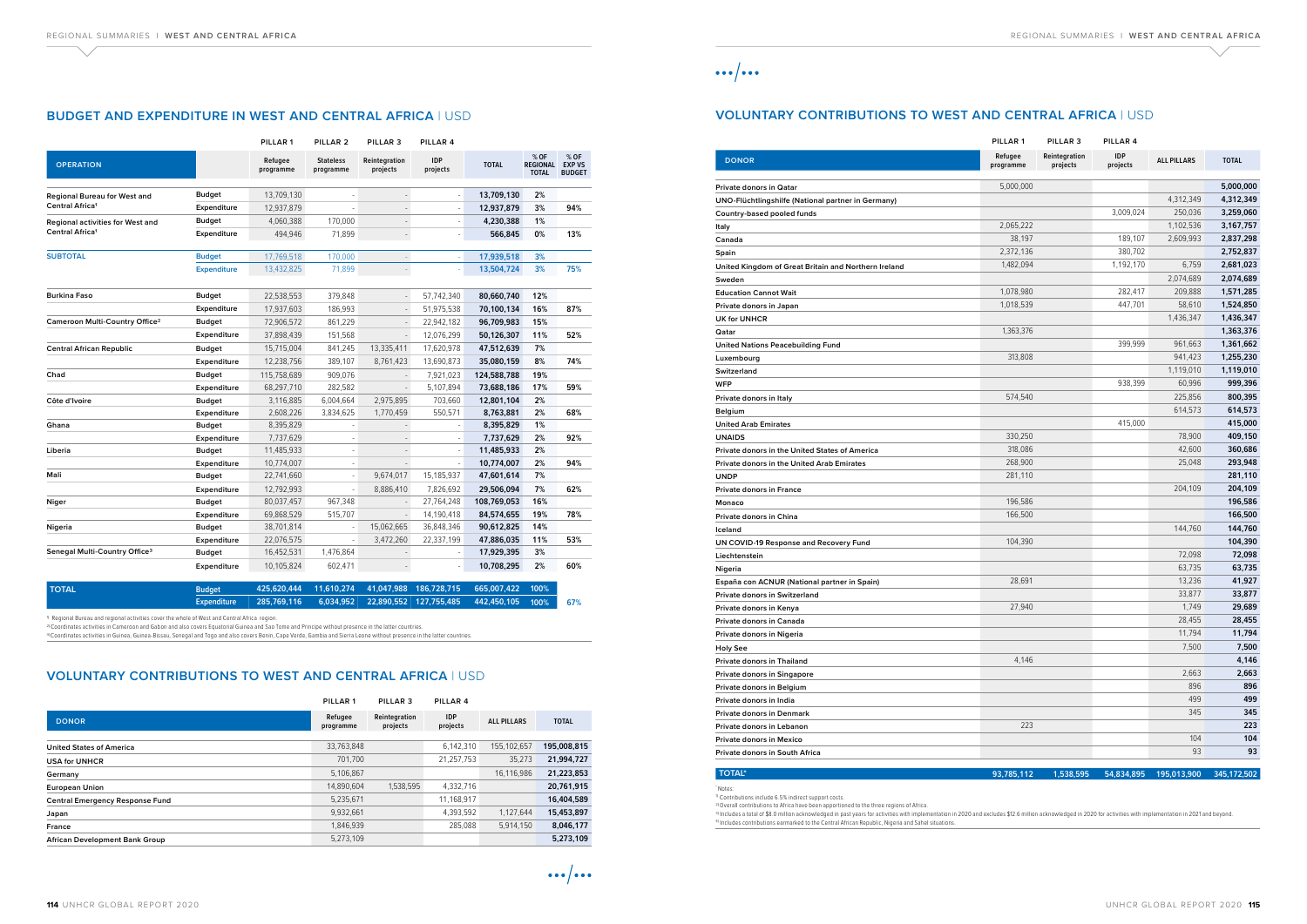## BUDGET AND EXPENDITURE IN WEST AND CENTRAL AFRICA | USD

| OPERATION | | PILLAR 1 Refugee programme | PILLAR 2 Stateless programme | PILLAR 3 Reintegration projects | PILLAR 4 IDP projects | TOTAL | % OF REGIONAL TOTAL | % OF EXP VS BUDGET |
|---|---|---|---|---|---|---|---|---|
| Regional Bureau for West and Central Africa[1] | Budget | 13,709,130 | - | - | - | 13,709,130 | 2% | |
| | Expenditure | 12,937,879 | - | - | - | 12,937,879 | 3% | 94% |
| Regional activities for West and Central Africa[1] | Budget | 4,060,388 | 170,000 | - | - | 4,230,388 | 1% | |
| | Expenditure | 494,946 | 71,899 | - | - | 566,845 | 0% | 13% |
| SUBTOTAL | Budget | 17,769,518 | 170,000 | - | - | 17,939,518 | 3% | |
| | Expenditure | 13,432,825 | 71,899 | - | - | 13,504,724 | 3% | 75% |
| Burkina Faso | Budget | 22,538,553 | 379,848 | - | 57,742,340 | 80,660,740 | 12% | |
| | Expenditure | 17,937,603 | 186,993 | - | 51,975,538 | 70,100,134 | 16% | 87% |
| Cameroon Multi-Country Office[2] | Budget | 72,906,572 | 861,229 | - | 22,942,182 | 96,709,983 | 15% | |
| | Expenditure | 37,898,439 | 151,568 | - | 12,076,299 | 50,126,307 | 11% | 52% |
| Central African Republic | Budget | 15,715,004 | 841,245 | 13,335,411 | 17,620,978 | 47,512,639 | 7% | |
| | Expenditure | 12,238,756 | 389,107 | 8,761,423 | 13,690,873 | 35,080,159 | 8% | 74% |
| Chad | Budget | 115,758,689 | 909,076 | - | 7,921,023 | 124,588,788 | 19% | |
| | Expenditure | 68,297,710 | 282,582 | - | 5,107,894 | 73,688,186 | 17% | 59% |
| Côte d'Ivoire | Budget | 3,116,885 | 6,004,664 | 2,975,895 | 703,660 | 12,801,104 | 2% | |
| | Expenditure | 2,608,226 | 3,834,625 | 1,770,459 | 550,571 | 8,763,881 | 2% | 68% |
| Ghana | Budget | 8,395,829 | - | - | - | 8,395,829 | 1% | |
| | Expenditure | 7,737,629 | - | - | - | 7,737,629 | 2% | 92% |
| Liberia | Budget | 11,485,933 | - | - | - | 11,485,933 | 2% | |
| | Expenditure | 10,774,007 | - | - | - | 10,774,007 | 2% | 94% |
| Mali | Budget | 22,741,660 | - | 9,674,017 | 15,185,937 | 47,601,614 | 7% | |
| | Expenditure | 12,792,993 | - | 8,886,410 | 7,826,692 | 29,506,094 | 7% | 62% |
| Niger | Budget | 80,037,457 | 967,348 | - | 27,764,248 | 108,769,053 | 16% | |
| | Expenditure | 69,868,529 | 515,707 | - | 14,190,418 | 84,574,655 | 19% | 78% |
| Nigeria | Budget | 38,701,814 | - | 15,062,665 | 36,848,346 | 90,612,825 | 14% | |
| | Expenditure | 22,076,575 | - | 3,472,260 | 22,337,199 | 47,886,035 | 11% | 53% |
| Senegal Multi-Country Office[3] | Budget | 16,452,531 | 1,476,864 | - | - | 17,929,395 | 3% | |
| | Expenditure | 10,105,824 | 602,471 | - | - | 10,708,295 | 2% | 60% |
| TOTAL | Budget | 425,620,444 | 11,610,274 | 41,047,988 | 186,728,715 | 665,007,422 | 100% | |
| | Expenditure | 285,769,116 | 6,034,952 | 22,890,552 | 127,755,485 | 442,450,105 | 100% | 67% |

[1] Regional Bureau and regional activities cover the whole of West and Central Africa region.
[2] Coordinates activities in Cameroon and Gabon and also covers Equatorial Guinea and Sao Tome and Principe without presence in the latter countries.
[3] Coordinates activities in Guinea, Guinea-Bissau, Senegal and Togo and also covers Benin, Cape Verde, Gambia and Sierra Leone without presence in the latter countries.

## VOLUNTARY CONTRIBUTIONS TO WEST AND CENTRAL AFRICA | USD

| DONOR | PILLAR 1 Refugee programme | PILLAR 3 Reintegration projects | PILLAR 4 IDP projects | ALL PILLARS | TOTAL |
|---|---|---|---|---|---|
| United States of America | 33,763,848 | | 6,142,310 | 155,102,657 | 195,008,815 |
| USA for UNHCR | 701,700 | | 21,257,753 | 35,273 | 21,994,727 |
| Germany | 5,106,867 | | | 16,116,986 | 21,223,853 |
| European Union | 14,890,604 | 1,538,595 | 4,332,716 | | 20,761,915 |
| Central Emergency Response Fund | 5,235,671 | | 11,168,917 | | 16,404,589 |
| Japan | 9,932,661 | | 4,393,592 | 1,127,644 | 15,453,897 |
| France | 1,846,939 | | 285,088 | 5,914,150 | 8,046,177 |
| African Development Bank Group | 5,273,109 | | | | 5,273,109 |
| Private donors in Qatar | 5,000,000 | | | | 5,000,000 |
| UNO-Flüchtlingshilfe (National partner in Germany) | | | | 4,312,349 | 4,312,349 |
| Country-based pooled funds | | | 3,009,024 | 250,036 | 3,259,060 |
| Italy | 2,065,222 | | | 1,102,536 | 3,167,757 |
| Canada | 38,197 | | 189,107 | 2,609,993 | 2,837,298 |
| Spain | 2,372,136 | | 380,702 | | 2,752,837 |
| United Kingdom of Great Britain and Northern Ireland | 1,482,094 | | 1,192,170 | 6,759 | 2,681,023 |
| Sweden | | | | 2,074,689 | 2,074,689 |
| Education Cannot Wait | 1,078,980 | | 282,417 | 209,888 | 1,571,285 |
| Private donors in Japan | 1,018,539 | | 447,701 | 58,610 | 1,524,850 |
| UK for UNHCR | | | | 1,436,347 | 1,436,347 |
| Qatar | 1,363,376 | | | | 1,363,376 |
| United Nations Peacebuilding Fund | | | 399,999 | 961,663 | 1,361,662 |
| Luxembourg | 313,808 | | | 941,423 | 1,255,230 |
| Switzerland | | | | 1,119,010 | 1,119,010 |
| WFP | | | 938,399 | 60,996 | 999,396 |
| Private donors in Italy | 574,540 | | | 225,856 | 800,395 |
| Belgium | | | | 614,573 | 614,573 |
| United Arab Emirates | | | 415,000 | | 415,000 |
| UNAIDS | 330,250 | | | 78,900 | 409,150 |
| Private donors in the United States of America | 318,086 | | | 42,600 | 360,686 |
| Private donors in the United Arab Emirates | 268,900 | | | 25,048 | 293,948 |
| UNDP | 281,110 | | | | 281,110 |
| Private donors in France | | | | 204,109 | 204,109 |
| Monaco | 196,586 | | | | 196,586 |
| Private donors in China | 166,500 | | | | 166,500 |
| Iceland | | | | 144,760 | 144,760 |
| UN COVID-19 Response and Recovery Fund | 104,390 | | | | 104,390 |
| Liechtenstein | | | | 72,098 | 72,098 |
| Nigeria | | | | 63,735 | 63,735 |
| España con ACNUR (National partner in Spain) | 28,691 | | | 13,236 | 41,927 |
| Private donors in Switzerland | | | | 33,877 | 33,877 |
| Private donors in Kenya | 27,940 | | | 1,749 | 29,689 |
| Private donors in Canada | | | | 28,455 | 28,455 |
| Private donors in Nigeria | | | | 11,794 | 11,794 |
| Holy See | | | | 7,500 | 7,500 |
| Private donors in Thailand | 4,146 | | | | 4,146 |
| Private donors in Singapore | | | | 2,663 | 2,663 |
| Private donors in Belgium | | | | 896 | 896 |
| Private donors in India | | | | 499 | 499 |
| Private donors in Denmark | | | | 345 | 345 |
| Private donors in Lebanon | 223 | | | | 223 |
| Private donors in Mexico | | | | 104 | 104 |
| Private donors in South Africa | | | | 93 | 93 |
| TOTAL* | 93,785,112 | 1,538,595 | 54,834,895 | 195,013,900 | 345,172,502 |

*Notes:
[1] Contributions include 6.5% indirect support costs.
[2] Overall contributions to Africa have been apportioned to the three regions of Africa.
[3] Includes a total of $8.0 million acknowledged in past years for activities with implementation in 2020 and excludes $12.6 million acknowledged in 2020 for activities with implementation in 2021 and beyond.
[4] Includes contributions earmarked to the Central African Republic, Nigeria and Sahel situations.